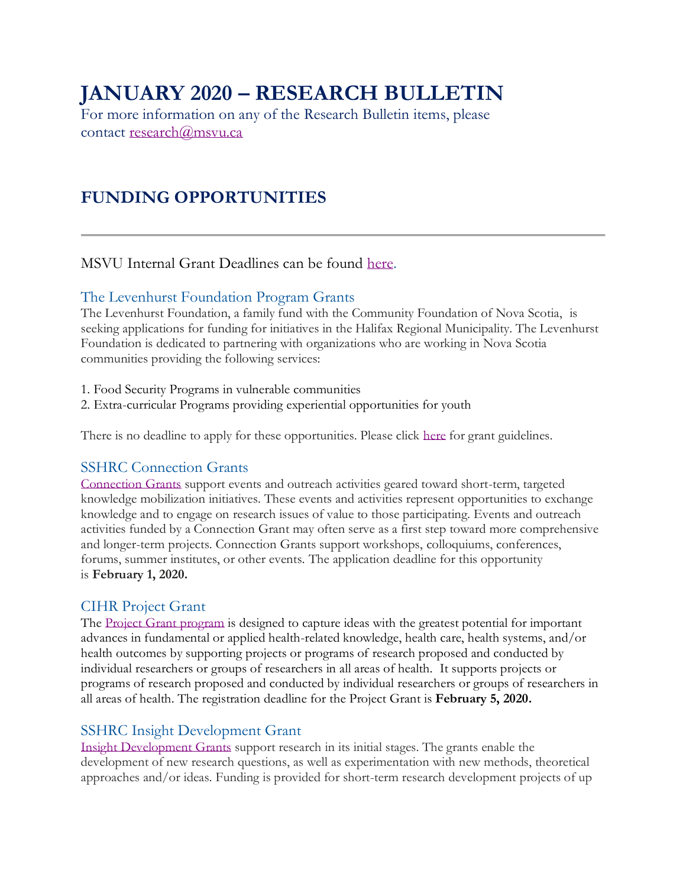# JANUARY 2020 – RESEARCH BULLETIN

For more information on any of the Research Bulletin items, please contact research@msvu.ca

## FUNDING OPPORTUNITIES

---

MSVU Internal Grant Deadlines can be found here.

### The Levenhurst Foundation Program Grants

The Levenhurst Foundation, a family fund with the Community Foundation of Nova Scotia, is seeking applications for funding for initiatives in the Halifax Regional Municipality. The Levenhurst Foundation is dedicated to partnering with organizations who are working in Nova Scotia communities providing the following services:

1. Food Security Programs in vulnerable communities
2. Extra-curricular Programs providing experiential opportunities for youth

There is no deadline to apply for these opportunities. Please click here for grant guidelines.

### SSHRC Connection Grants

Connection Grants support events and outreach activities geared toward short-term, targeted knowledge mobilization initiatives. These events and activities represent opportunities to exchange knowledge and to engage on research issues of value to those participating. Events and outreach activities funded by a Connection Grant may often serve as a first step toward more comprehensive and longer-term projects. Connection Grants support workshops, colloquiums, conferences, forums, summer institutes, or other events. The application deadline for this opportunity is **February 1, 2020.**

### CIHR Project Grant

The Project Grant program is designed to capture ideas with the greatest potential for important advances in fundamental or applied health-related knowledge, health care, health systems, and/or health outcomes by supporting projects or programs of research proposed and conducted by individual researchers or groups of researchers in all areas of health. It supports projects or programs of research proposed and conducted by individual researchers or groups of researchers in all areas of health. The registration deadline for the Project Grant is **February 5, 2020.**

### SSHRC Insight Development Grant

Insight Development Grants support research in its initial stages. The grants enable the development of new research questions, as well as experimentation with new methods, theoretical approaches and/or ideas. Funding is provided for short-term research development projects of up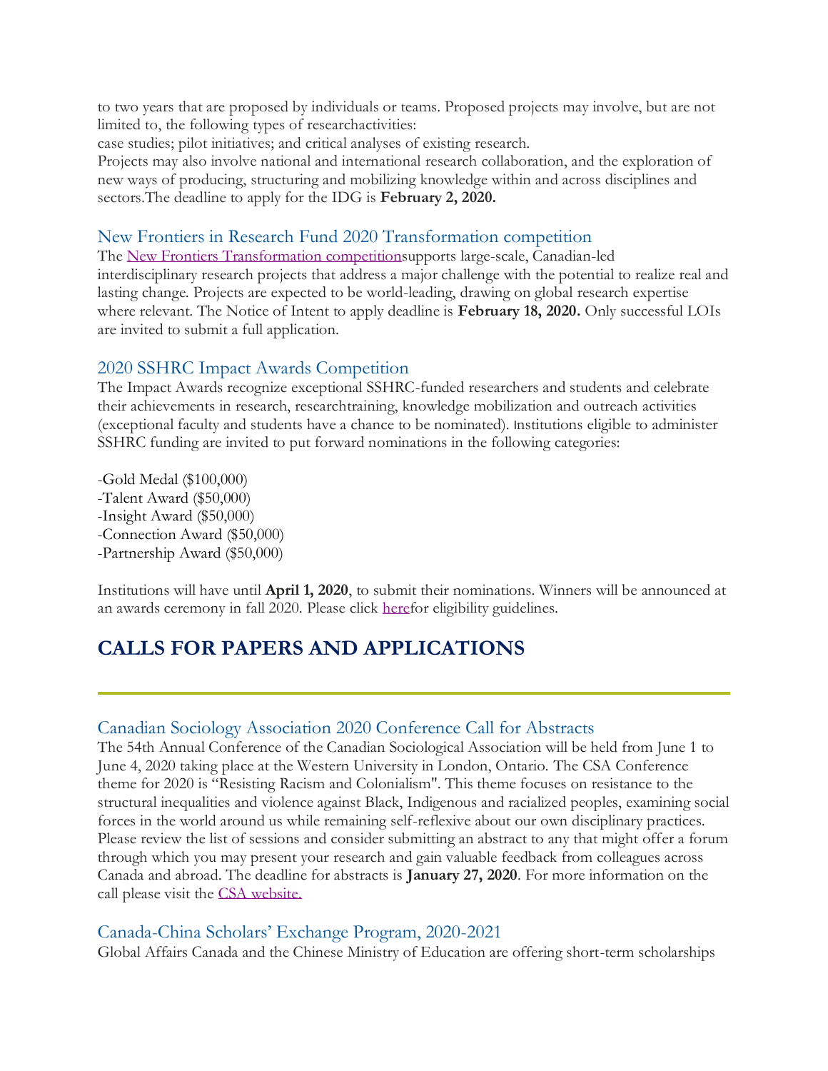to two years that are proposed by individuals or teams. Proposed projects may involve, but are not limited to, the following types of researchactivities:

case studies; pilot initiatives; and critical analyses of existing research.

Projects may also involve national and international research collaboration, and the exploration of new ways of producing, structuring and mobilizing knowledge within and across disciplines and sectors.The deadline to apply for the IDG is **February 2, 2020.**

### New Frontiers in Research Fund 2020 Transformation competition

The New Frontiers Transformation competitionsupports large-scale, Canadian-led interdisciplinary research projects that address a major challenge with the potential to realize real and lasting change. Projects are expected to be world-leading, drawing on global research expertise where relevant. The Notice of Intent to apply deadline is **February 18, 2020.** Only successful LOIs are invited to submit a full application.

### 2020 SSHRC Impact Awards Competition

The Impact Awards recognize exceptional SSHRC-funded researchers and students and celebrate their achievements in research, researchtraining, knowledge mobilization and outreach activities (exceptional faculty and students have a chance to be nominated). Institutions eligible to administer SSHRC funding are invited to put forward nominations in the following categories:

-Gold Medal ($100,000)
-Talent Award ($50,000)
-Insight Award ($50,000)
-Connection Award ($50,000)
-Partnership Award ($50,000)

Institutions will have until **April 1, 2020**, to submit their nominations. Winners will be announced at an awards ceremony in fall 2020. Please click herefor eligibility guidelines.

## CALLS FOR PAPERS AND APPLICATIONS

### Canadian Sociology Association 2020 Conference Call for Abstracts

The 54th Annual Conference of the Canadian Sociological Association will be held from June 1 to June 4, 2020 taking place at the Western University in London, Ontario. The CSA Conference theme for 2020 is "Resisting Racism and Colonialism". This theme focuses on resistance to the structural inequalities and violence against Black, Indigenous and racialized peoples, examining social forces in the world around us while remaining self-reflexive about our own disciplinary practices. Please review the list of sessions and consider submitting an abstract to any that might offer a forum through which you may present your research and gain valuable feedback from colleagues across Canada and abroad. The deadline for abstracts is **January 27, 2020**. For more information on the call please visit the CSA website.

### Canada-China Scholars' Exchange Program, 2020-2021

Global Affairs Canada and the Chinese Ministry of Education are offering short-term scholarships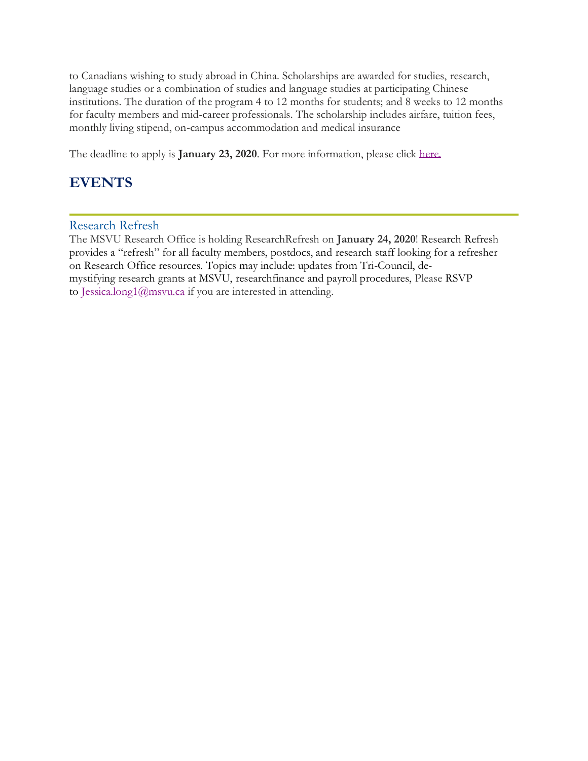to Canadians wishing to study abroad in China. Scholarships are awarded for studies, research, language studies or a combination of studies and language studies at participating Chinese institutions. The duration of the program 4 to 12 months for students; and 8 weeks to 12 months for faculty members and mid-career professionals. The scholarship includes airfare, tuition fees, monthly living stipend, on-campus accommodation and medical insurance

The deadline to apply is **January 23, 2020**. For more information, please click here.

# EVENTS

## Research Refresh

The MSVU Research Office is holding ResearchRefresh on **January 24, 2020**! Research Refresh provides a "refresh" for all faculty members, postdocs, and research staff looking for a refresher on Research Office resources. Topics may include: updates from Tri-Council, de-mystifying research grants at MSVU, researchfinance and payroll procedures, Please RSVP to Jessica.long1@msvu.ca if you are interested in attending.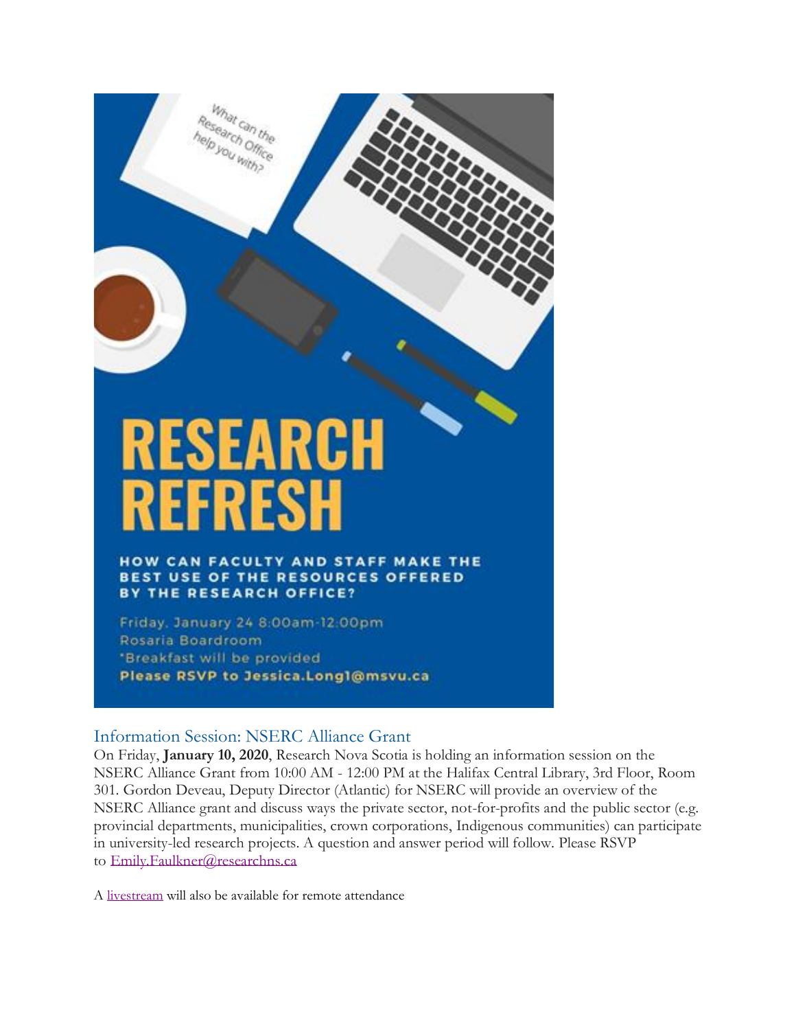What can the Research Office help you with?

# RESEARCH REFRESH

**HOW CAN FACULTY AND STAFF MAKE THE BEST USE OF THE RESOURCES OFFERED BY THE RESEARCH OFFICE?**

Friday, January 24 8:00am-12:00pm
Rosaria Boardroom
*Breakfast will be provided
**Please RSVP to Jessica.Long1@msvu.ca**

## Information Session: NSERC Alliance Grant

On Friday, **January 10, 2020**, Research Nova Scotia is holding an information session on the NSERC Alliance Grant from 10:00 AM - 12:00 PM at the Halifax Central Library, 3rd Floor, Room 301. Gordon Deveau, Deputy Director (Atlantic) for NSERC will provide an overview of the NSERC Alliance grant and discuss ways the private sector, not-for-profits and the public sector (e.g. provincial departments, municipalities, crown corporations, Indigenous communities) can participate in university-led research projects. A question and answer period will follow. Please RSVP to Emily.Faulkner@researchns.ca

A livestream will also be available for remote attendance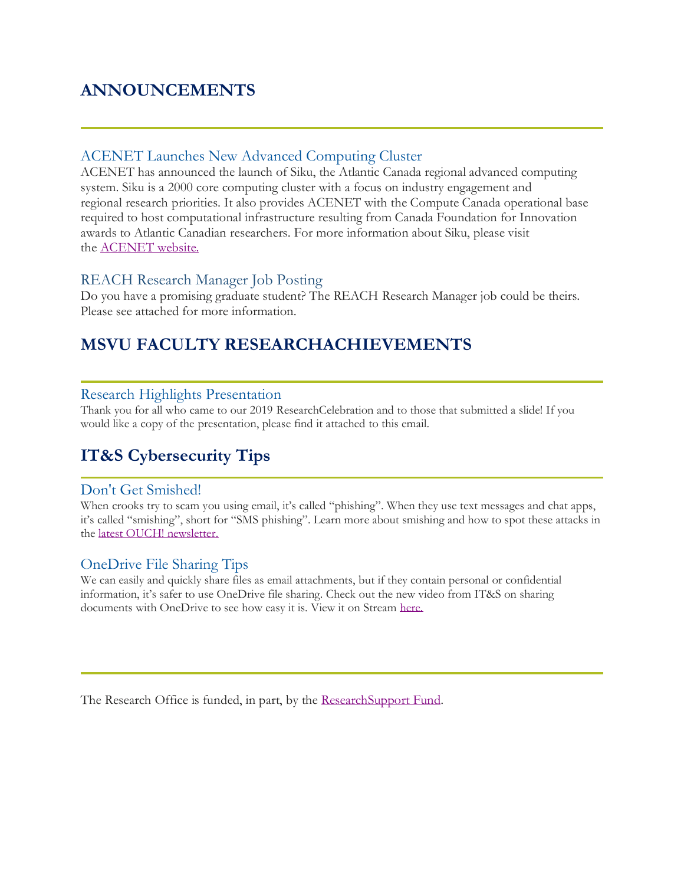## ANNOUNCEMENTS

---

### ACENET Launches New Advanced Computing Cluster

ACENET has announced the launch of Siku, the Atlantic Canada regional advanced computing system. Siku is a 2000 core computing cluster with a focus on industry engagement and regional research priorities. It also provides ACENET with the Compute Canada operational base required to host computational infrastructure resulting from Canada Foundation for Innovation awards to Atlantic Canadian researchers. For more information about Siku, please visit the ACENET website.

### REACH Research Manager Job Posting

Do you have a promising graduate student? The REACH Research Manager job could be theirs. Please see attached for more information.

## MSVU FACULTY RESEARCHACHIEVEMENTS

---

### Research Highlights Presentation

Thank you for all who came to our 2019 ResearchCelebration and to those that submitted a slide! If you would like a copy of the presentation, please find it attached to this email.

## IT&S Cybersecurity Tips

---

### Don't Get Smished!

When crooks try to scam you using email, it's called "phishing". When they use text messages and chat apps, it's called "smishing", short for "SMS phishing". Learn more about smishing and how to spot these attacks in the latest OUCH! newsletter.

### OneDrive File Sharing Tips

We can easily and quickly share files as email attachments, but if they contain personal or confidential information, it's safer to use OneDrive file sharing. Check out the new video from IT&S on sharing documents with OneDrive to see how easy it is. View it on Stream here.

---

The Research Office is funded, in part, by the ResearchSupport Fund.